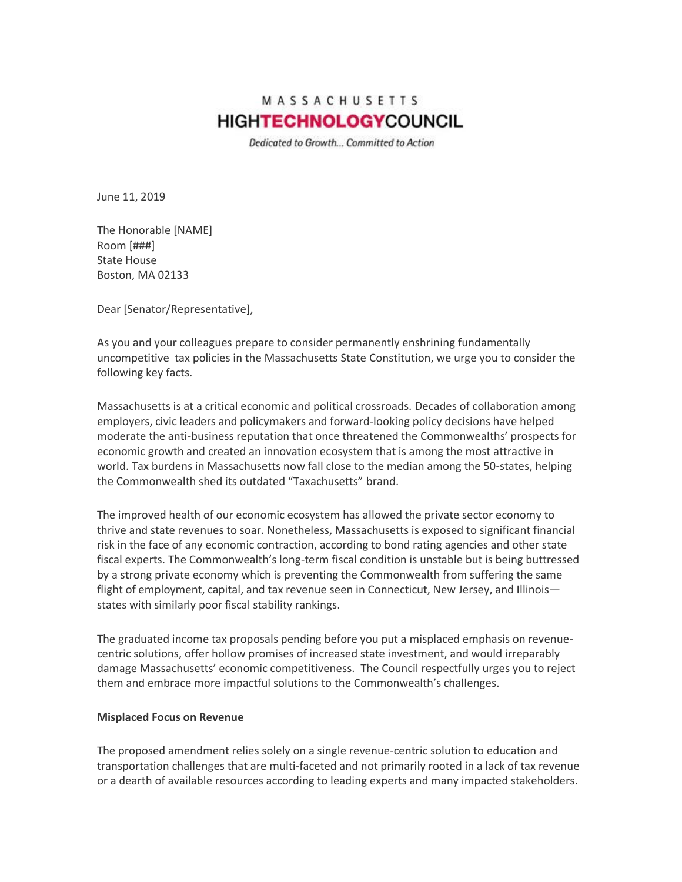MASSACHUSETTS
**HIGHTECHNOLOGYCOUNCIL**

*Dedicated to Growth... Committed to Action*

June 11, 2019

The Honorable [NAME]
Room [###]
State House
Boston, MA 02133

Dear [Senator/Representative],

As you and your colleagues prepare to consider permanently enshrining fundamentally uncompetitive tax policies in the Massachusetts State Constitution, we urge you to consider the following key facts.

Massachusetts is at a critical economic and political crossroads. Decades of collaboration among employers, civic leaders and policymakers and forward-looking policy decisions have helped moderate the anti-business reputation that once threatened the Commonwealths' prospects for economic growth and created an innovation ecosystem that is among the most attractive in world. Tax burdens in Massachusetts now fall close to the median among the 50-states, helping the Commonwealth shed its outdated "Taxachusetts" brand.

The improved health of our economic ecosystem has allowed the private sector economy to thrive and state revenues to soar. Nonetheless, Massachusetts is exposed to significant financial risk in the face of any economic contraction, according to bond rating agencies and other state fiscal experts. The Commonwealth's long-term fiscal condition is unstable but is being buttressed by a strong private economy which is preventing the Commonwealth from suffering the same flight of employment, capital, and tax revenue seen in Connecticut, New Jersey, and Illinois—states with similarly poor fiscal stability rankings.

The graduated income tax proposals pending before you put a misplaced emphasis on revenue-centric solutions, offer hollow promises of increased state investment, and would irreparably damage Massachusetts' economic competitiveness. The Council respectfully urges you to reject them and embrace more impactful solutions to the Commonwealth's challenges.

**Misplaced Focus on Revenue**

The proposed amendment relies solely on a single revenue-centric solution to education and transportation challenges that are multi-faceted and not primarily rooted in a lack of tax revenue or a dearth of available resources according to leading experts and many impacted stakeholders.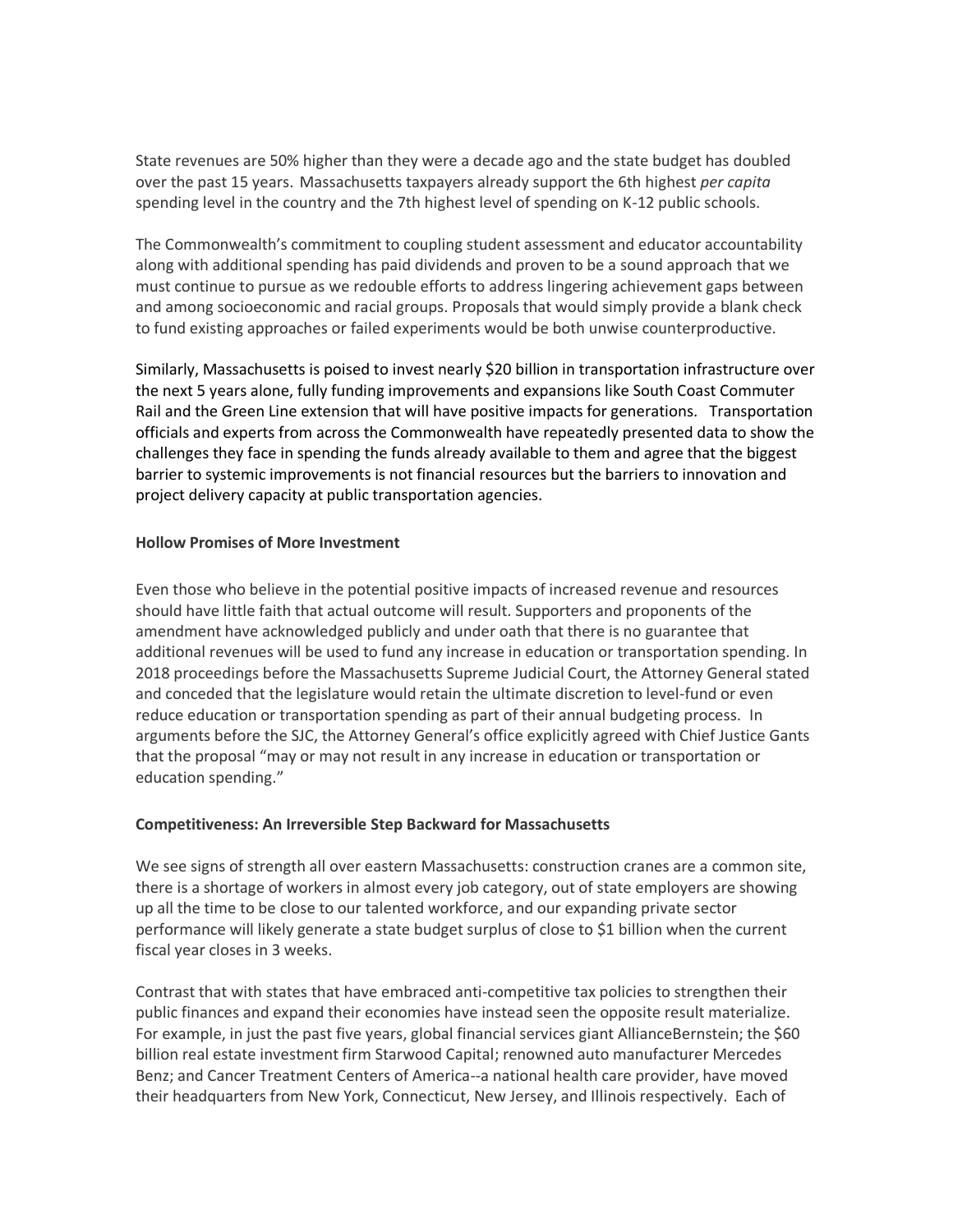State revenues are 50% higher than they were a decade ago and the state budget has doubled over the past 15 years. Massachusetts taxpayers already support the 6th highest *per capita* spending level in the country and the 7th highest level of spending on K-12 public schools.

The Commonwealth's commitment to coupling student assessment and educator accountability along with additional spending has paid dividends and proven to be a sound approach that we must continue to pursue as we redouble efforts to address lingering achievement gaps between and among socioeconomic and racial groups. Proposals that would simply provide a blank check to fund existing approaches or failed experiments would be both unwise counterproductive.

Similarly, Massachusetts is poised to invest nearly $20 billion in transportation infrastructure over the next 5 years alone, fully funding improvements and expansions like South Coast Commuter Rail and the Green Line extension that will have positive impacts for generations. Transportation officials and experts from across the Commonwealth have repeatedly presented data to show the challenges they face in spending the funds already available to them and agree that the biggest barrier to systemic improvements is not financial resources but the barriers to innovation and project delivery capacity at public transportation agencies.

**Hollow Promises of More Investment**

Even those who believe in the potential positive impacts of increased revenue and resources should have little faith that actual outcome will result. Supporters and proponents of the amendment have acknowledged publicly and under oath that there is no guarantee that additional revenues will be used to fund any increase in education or transportation spending. In 2018 proceedings before the Massachusetts Supreme Judicial Court, the Attorney General stated and conceded that the legislature would retain the ultimate discretion to level-fund or even reduce education or transportation spending as part of their annual budgeting process. In arguments before the SJC, the Attorney General's office explicitly agreed with Chief Justice Gants that the proposal "may or may not result in any increase in education or transportation or education spending."

**Competitiveness: An Irreversible Step Backward for Massachusetts**

We see signs of strength all over eastern Massachusetts: construction cranes are a common site, there is a shortage of workers in almost every job category, out of state employers are showing up all the time to be close to our talented workforce, and our expanding private sector performance will likely generate a state budget surplus of close to $1 billion when the current fiscal year closes in 3 weeks.

Contrast that with states that have embraced anti-competitive tax policies to strengthen their public finances and expand their economies have instead seen the opposite result materialize. For example, in just the past five years, global financial services giant AllianceBernstein; the $60 billion real estate investment firm Starwood Capital; renowned auto manufacturer Mercedes Benz; and Cancer Treatment Centers of America--a national health care provider, have moved their headquarters from New York, Connecticut, New Jersey, and Illinois respectively. Each of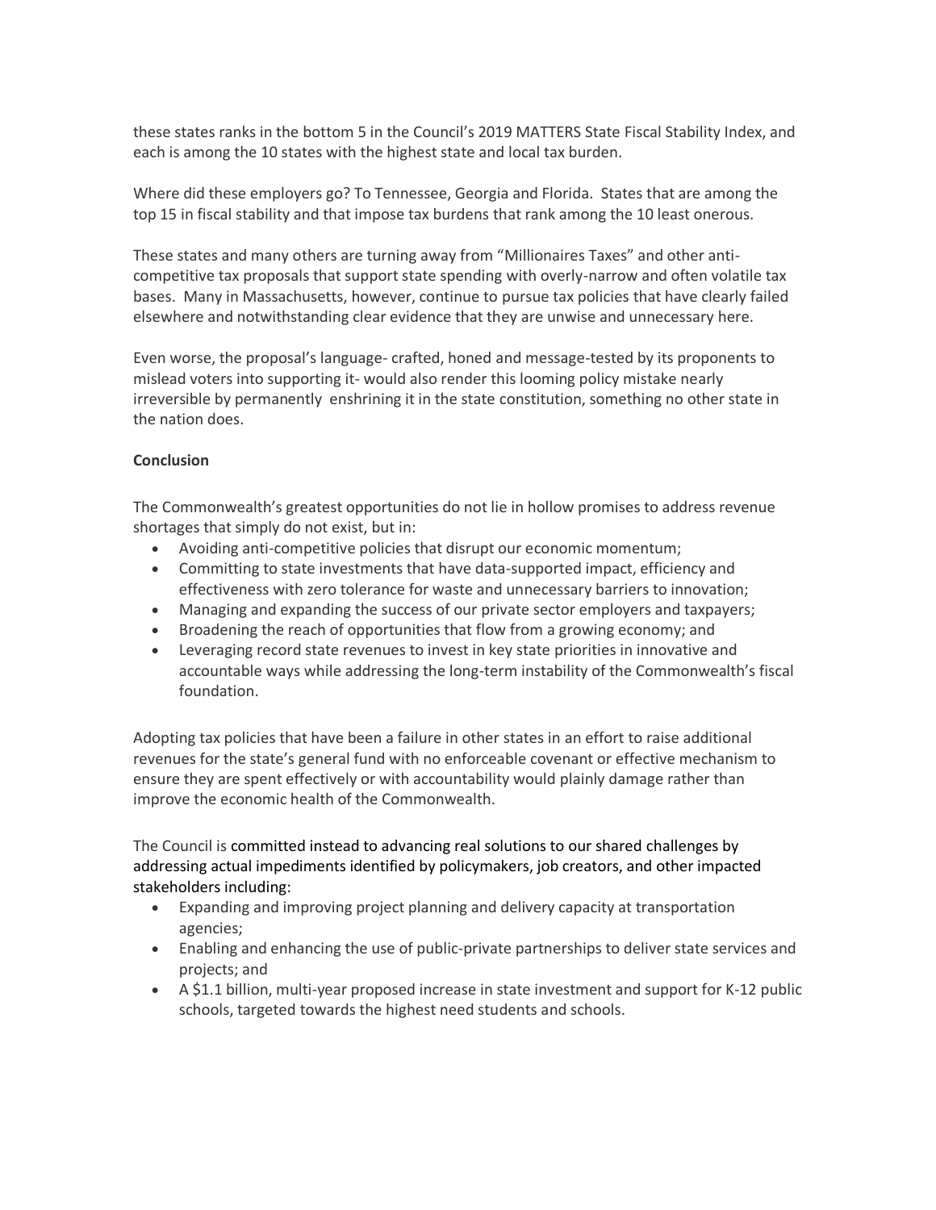these states ranks in the bottom 5 in the Council's 2019 MATTERS State Fiscal Stability Index, and each is among the 10 states with the highest state and local tax burden.

Where did these employers go? To Tennessee, Georgia and Florida. States that are among the top 15 in fiscal stability and that impose tax burdens that rank among the 10 least onerous.

These states and many others are turning away from "Millionaires Taxes" and other anti-competitive tax proposals that support state spending with overly-narrow and often volatile tax bases. Many in Massachusetts, however, continue to pursue tax policies that have clearly failed elsewhere and notwithstanding clear evidence that they are unwise and unnecessary here.

Even worse, the proposal's language- crafted, honed and message-tested by its proponents to mislead voters into supporting it- would also render this looming policy mistake nearly irreversible by permanently enshrining it in the state constitution, something no other state in the nation does.

**Conclusion**

The Commonwealth's greatest opportunities do not lie in hollow promises to address revenue shortages that simply do not exist, but in:

- Avoiding anti-competitive policies that disrupt our economic momentum;
- Committing to state investments that have data-supported impact, efficiency and effectiveness with zero tolerance for waste and unnecessary barriers to innovation;
- Managing and expanding the success of our private sector employers and taxpayers;
- Broadening the reach of opportunities that flow from a growing economy; and
- Leveraging record state revenues to invest in key state priorities in innovative and accountable ways while addressing the long-term instability of the Commonwealth's fiscal foundation.

Adopting tax policies that have been a failure in other states in an effort to raise additional revenues for the state's general fund with no enforceable covenant or effective mechanism to ensure they are spent effectively or with accountability would plainly damage rather than improve the economic health of the Commonwealth.

The Council is committed instead to advancing real solutions to our shared challenges by addressing actual impediments identified by policymakers, job creators, and other impacted stakeholders including:

- Expanding and improving project planning and delivery capacity at transportation agencies;
- Enabling and enhancing the use of public-private partnerships to deliver state services and projects; and
- A $1.1 billion, multi-year proposed increase in state investment and support for K-12 public schools, targeted towards the highest need students and schools.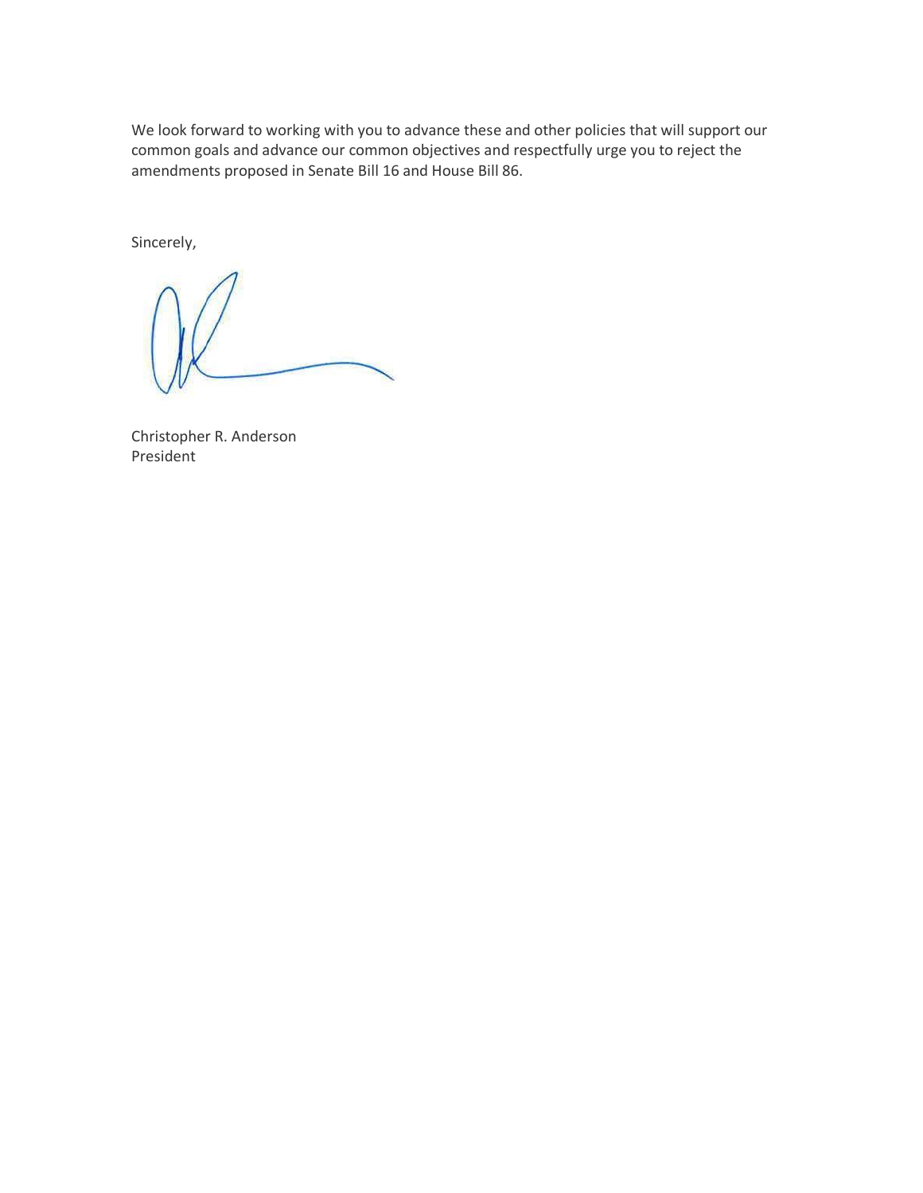We look forward to working with you to advance these and other policies that will support our common goals and advance our common objectives and respectfully urge you to reject the amendments proposed in Senate Bill 16 and House Bill 86.

Sincerely,

Christopher R. Anderson
President